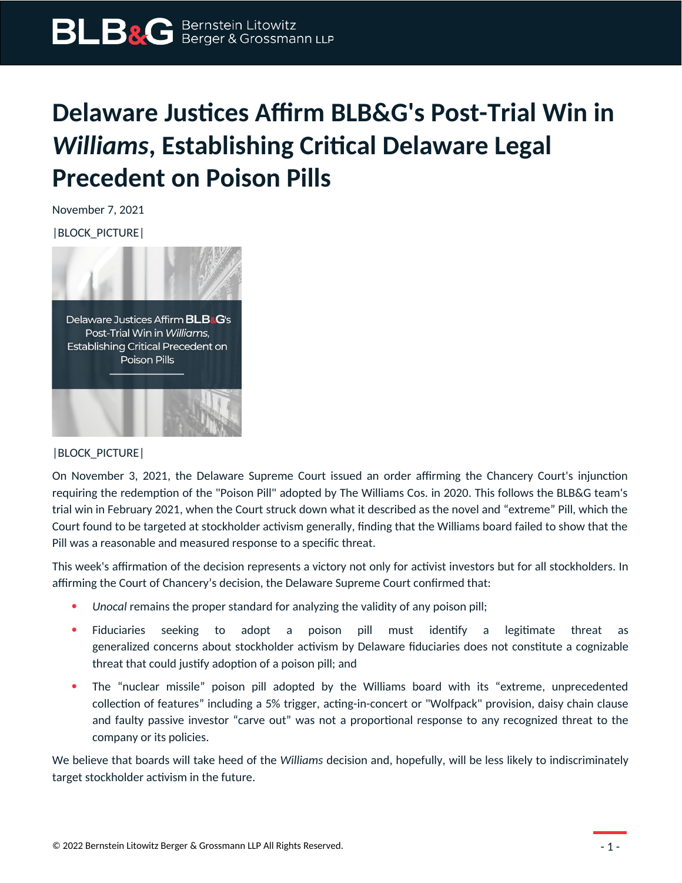# Delaware Justices Affirm BLB&G's Post-Trial Win in *Williams*, Establishing Critical Delaware Legal Precedent on Poison Pills

November 7, 2021

|BLOCK_PICTURE|

|BLOCK_PICTURE|

On November 3, 2021, the Delaware Supreme Court issued an order affirming the Chancery Court's injunction requiring the redemption of the "Poison Pill" adopted by The Williams Cos. in 2020. This follows the BLB&G team's trial win in February 2021, when the Court struck down what it described as the novel and "extreme" Pill, which the Court found to be targeted at stockholder activism generally, finding that the Williams board failed to show that the Pill was a reasonable and measured response to a specific threat.

This week's affirmation of the decision represents a victory not only for activist investors but for all stockholders. In affirming the Court of Chancery's decision, the Delaware Supreme Court confirmed that:

- *Unocal* remains the proper standard for analyzing the validity of any poison pill;
- Fiduciaries seeking to adopt a poison pill must identify a legitimate threat as generalized concerns about stockholder activism by Delaware fiduciaries does not constitute a cognizable threat that could justify adoption of a poison pill; and
- The "nuclear missile" poison pill adopted by the Williams board with its "extreme, unprecedented collection of features" including a 5% trigger, acting-in-concert or "Wolfpack" provision, daisy chain clause and faulty passive investor "carve out" was not a proportional response to any recognized threat to the company or its policies.

We believe that boards will take heed of the *Williams* decision and, hopefully, will be less likely to indiscriminately target stockholder activism in the future.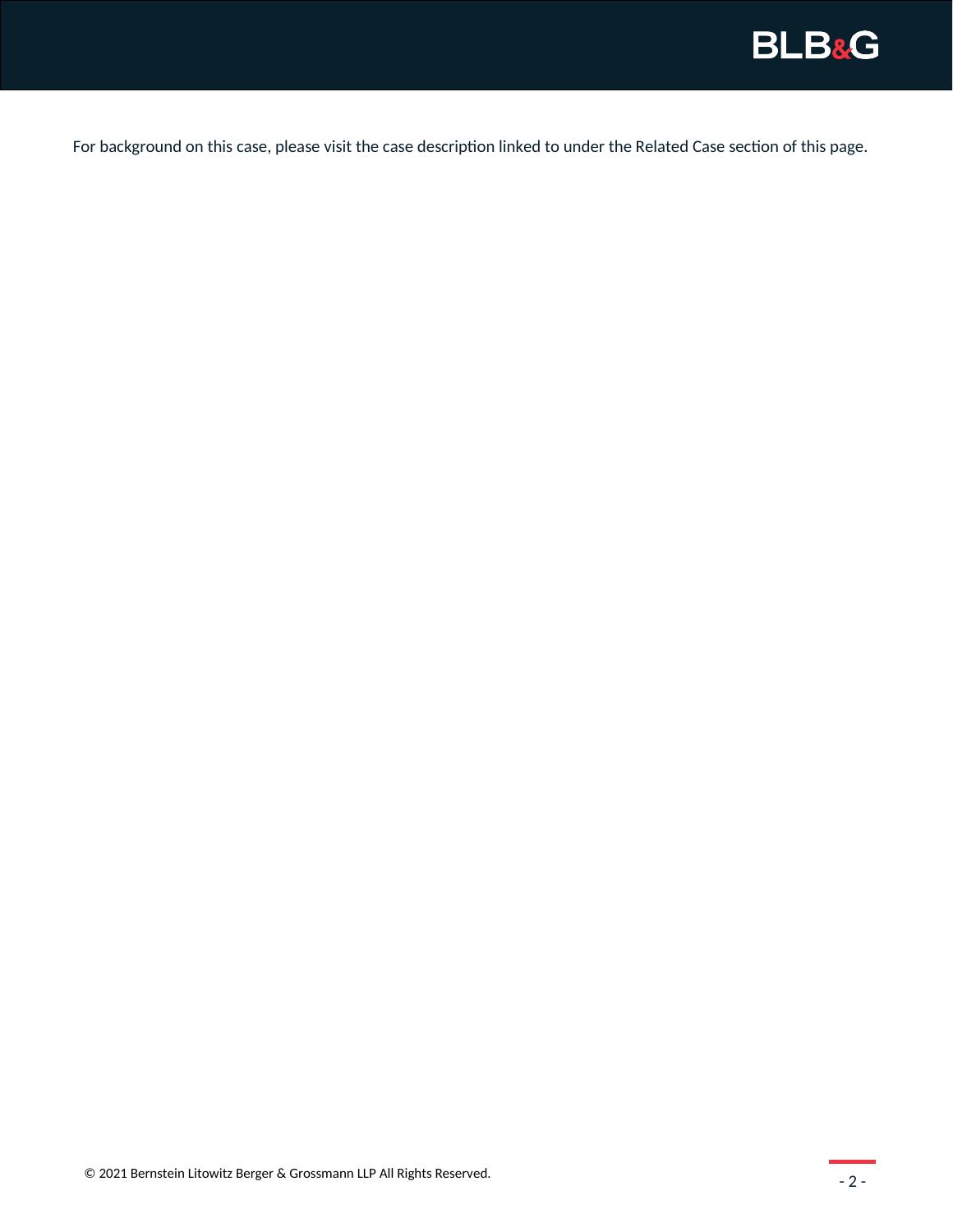For background on this case, please visit the case description linked to under the Related Case section of this page.